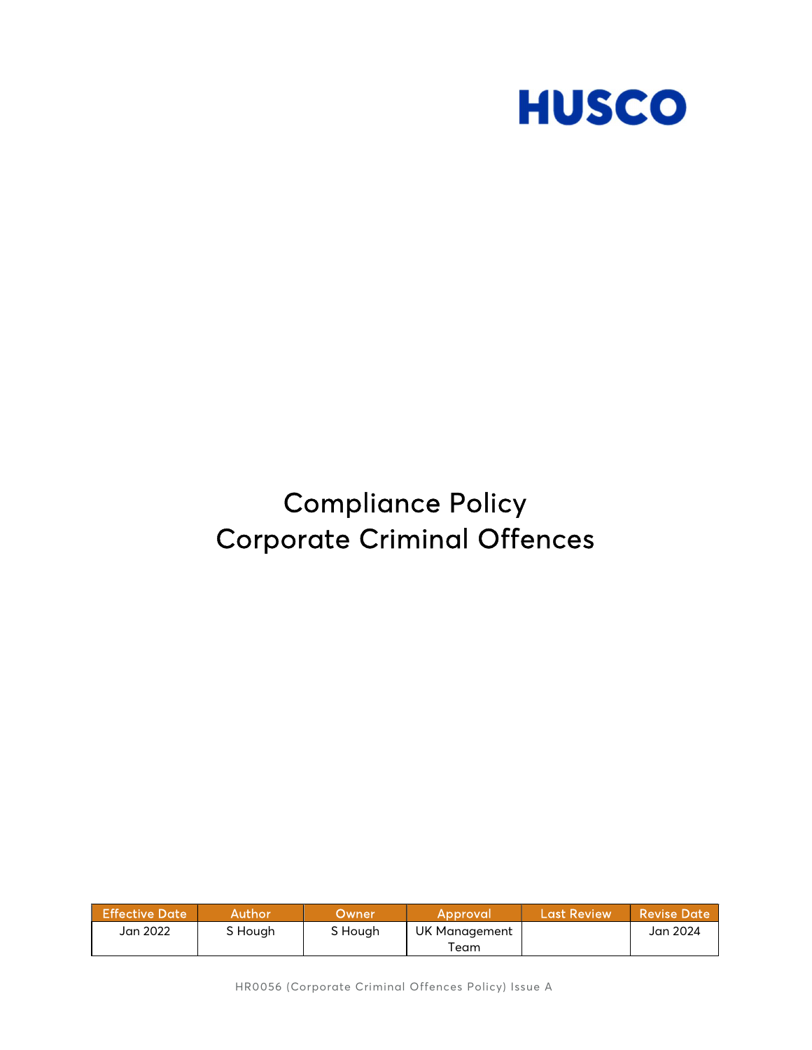HUSCO

# Compliance Policy
# Corporate Criminal Offences

| Effective Date | Author | Owner | Approval | Last Review | Revise Date |
|---|---|---|---|---|---|
| Jan 2022 | S Hough | S Hough | UK Management Team | | Jan 2024 |

HR0056 (Corporate Criminal Offences Policy) Issue A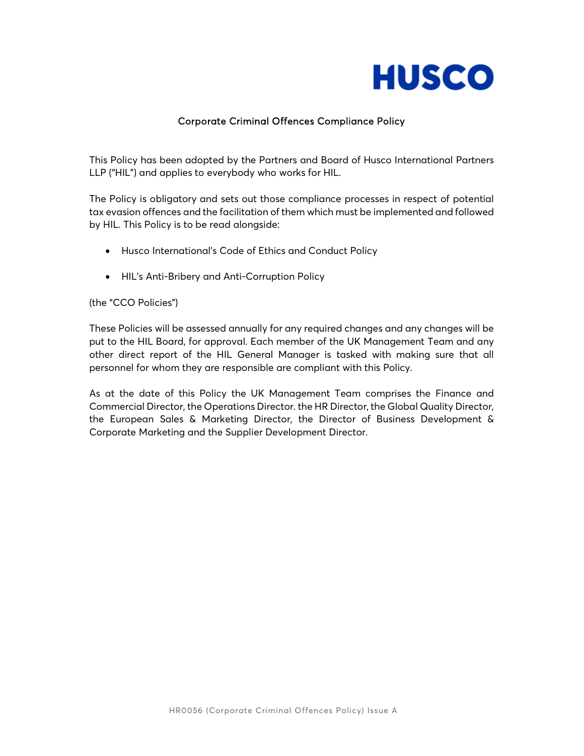HUSCO

## Corporate Criminal Offences Compliance Policy

This Policy has been adopted by the Partners and Board of Husco International Partners LLP ("HIL") and applies to everybody who works for HIL.

The Policy is obligatory and sets out those compliance processes in respect of potential tax evasion offences and the facilitation of them which must be implemented and followed by HIL. This Policy is to be read alongside:

- Husco International's Code of Ethics and Conduct Policy
- HIL's Anti-Bribery and Anti-Corruption Policy

(the "CCO Policies")

These Policies will be assessed annually for any required changes and any changes will be put to the HIL Board, for approval. Each member of the UK Management Team and any other direct report of the HIL General Manager is tasked with making sure that all personnel for whom they are responsible are compliant with this Policy.

As at the date of this Policy the UK Management Team comprises the Finance and Commercial Director, the Operations Director. the HR Director, the Global Quality Director, the European Sales & Marketing Director, the Director of Business Development & Corporate Marketing and the Supplier Development Director.

HR0056 (Corporate Criminal Offences Policy) Issue A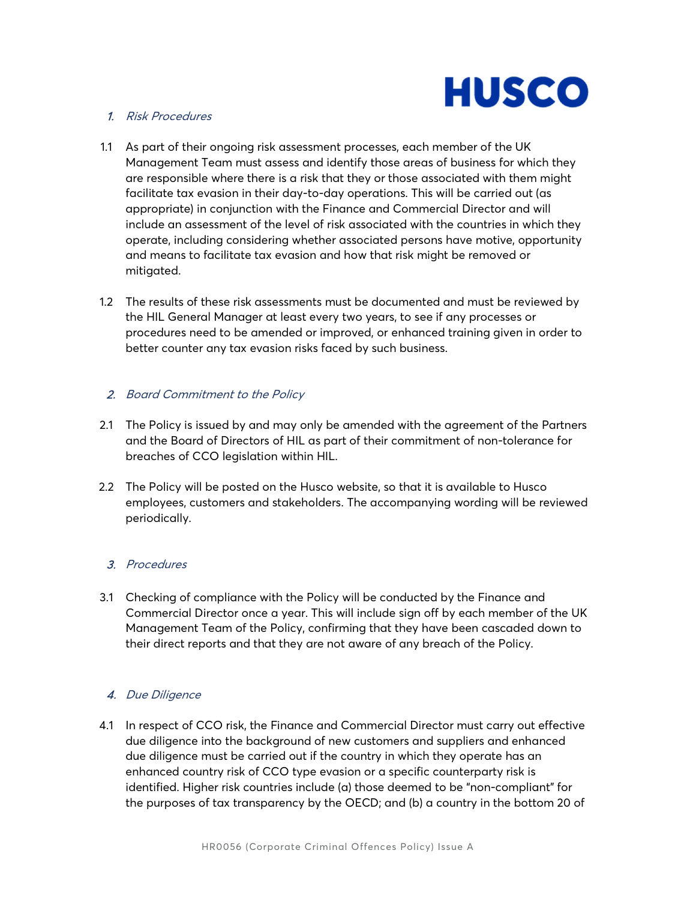## 1. *Risk Procedures*

1.1 As part of their ongoing risk assessment processes, each member of the UK Management Team must assess and identify those areas of business for which they are responsible where there is a risk that they or those associated with them might facilitate tax evasion in their day-to-day operations. This will be carried out (as appropriate) in conjunction with the Finance and Commercial Director and will include an assessment of the level of risk associated with the countries in which they operate, including considering whether associated persons have motive, opportunity and means to facilitate tax evasion and how that risk might be removed or mitigated.

1.2 The results of these risk assessments must be documented and must be reviewed by the HIL General Manager at least every two years, to see if any processes or procedures need to be amended or improved, or enhanced training given in order to better counter any tax evasion risks faced by such business.

## 2. *Board Commitment to the Policy*

2.1 The Policy is issued by and may only be amended with the agreement of the Partners and the Board of Directors of HIL as part of their commitment of non-tolerance for breaches of CCO legislation within HIL.

2.2 The Policy will be posted on the Husco website, so that it is available to Husco employees, customers and stakeholders. The accompanying wording will be reviewed periodically.

## 3. *Procedures*

3.1 Checking of compliance with the Policy will be conducted by the Finance and Commercial Director once a year. This will include sign off by each member of the UK Management Team of the Policy, confirming that they have been cascaded down to their direct reports and that they are not aware of any breach of the Policy.

## 4. *Due Diligence*

4.1 In respect of CCO risk, the Finance and Commercial Director must carry out effective due diligence into the background of new customers and suppliers and enhanced due diligence must be carried out if the country in which they operate has an enhanced country risk of CCO type evasion or a specific counterparty risk is identified. Higher risk countries include (a) those deemed to be "non-compliant" for the purposes of tax transparency by the OECD; and (b) a country in the bottom 20 of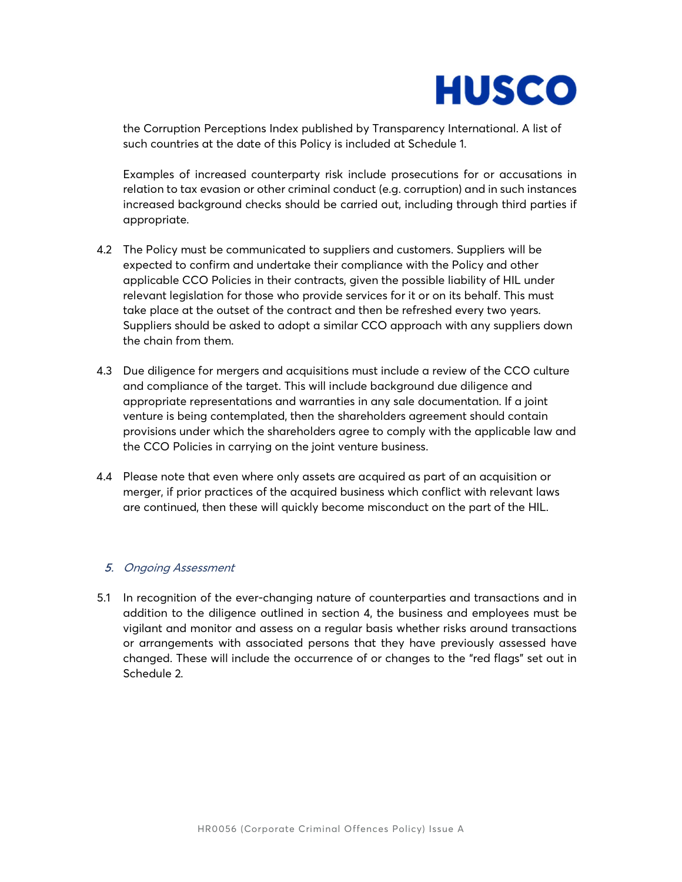the Corruption Perceptions Index published by Transparency International. A list of such countries at the date of this Policy is included at Schedule 1.

Examples of increased counterparty risk include prosecutions for or accusations in relation to tax evasion or other criminal conduct (e.g. corruption) and in such instances increased background checks should be carried out, including through third parties if appropriate.

4.2 The Policy must be communicated to suppliers and customers. Suppliers will be expected to confirm and undertake their compliance with the Policy and other applicable CCO Policies in their contracts, given the possible liability of HIL under relevant legislation for those who provide services for it or on its behalf. This must take place at the outset of the contract and then be refreshed every two years. Suppliers should be asked to adopt a similar CCO approach with any suppliers down the chain from them.

4.3 Due diligence for mergers and acquisitions must include a review of the CCO culture and compliance of the target. This will include background due diligence and appropriate representations and warranties in any sale documentation. If a joint venture is being contemplated, then the shareholders agreement should contain provisions under which the shareholders agree to comply with the applicable law and the CCO Policies in carrying on the joint venture business.

4.4 Please note that even where only assets are acquired as part of an acquisition or merger, if prior practices of the acquired business which conflict with relevant laws are continued, then these will quickly become misconduct on the part of the HIL.

## *5. Ongoing Assessment*

5.1 In recognition of the ever-changing nature of counterparties and transactions and in addition to the diligence outlined in section 4, the business and employees must be vigilant and monitor and assess on a regular basis whether risks around transactions or arrangements with associated persons that they have previously assessed have changed. These will include the occurrence of or changes to the "red flags" set out in Schedule 2.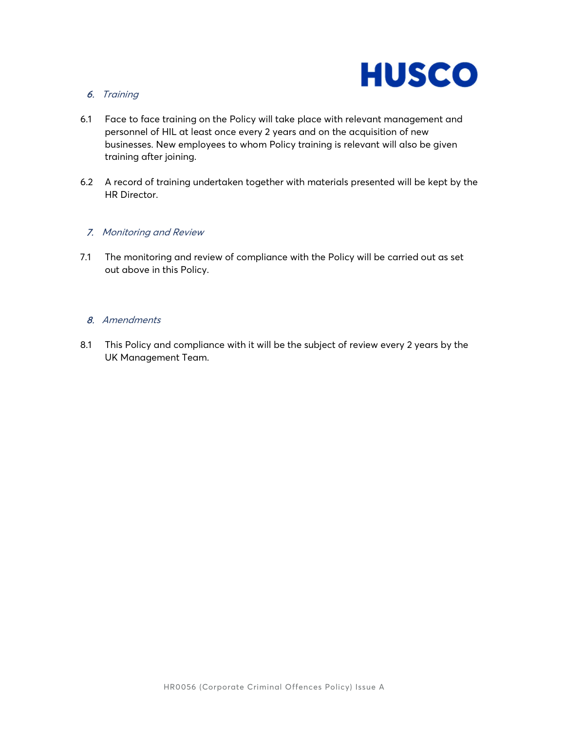## *6. Training*

6.1 Face to face training on the Policy will take place with relevant management and personnel of HIL at least once every 2 years and on the acquisition of new businesses. New employees to whom Policy training is relevant will also be given training after joining.

6.2 A record of training undertaken together with materials presented will be kept by the HR Director.

## *7. Monitoring and Review*

7.1 The monitoring and review of compliance with the Policy will be carried out as set out above in this Policy.

## *8. Amendments*

8.1 This Policy and compliance with it will be the subject of review every 2 years by the UK Management Team.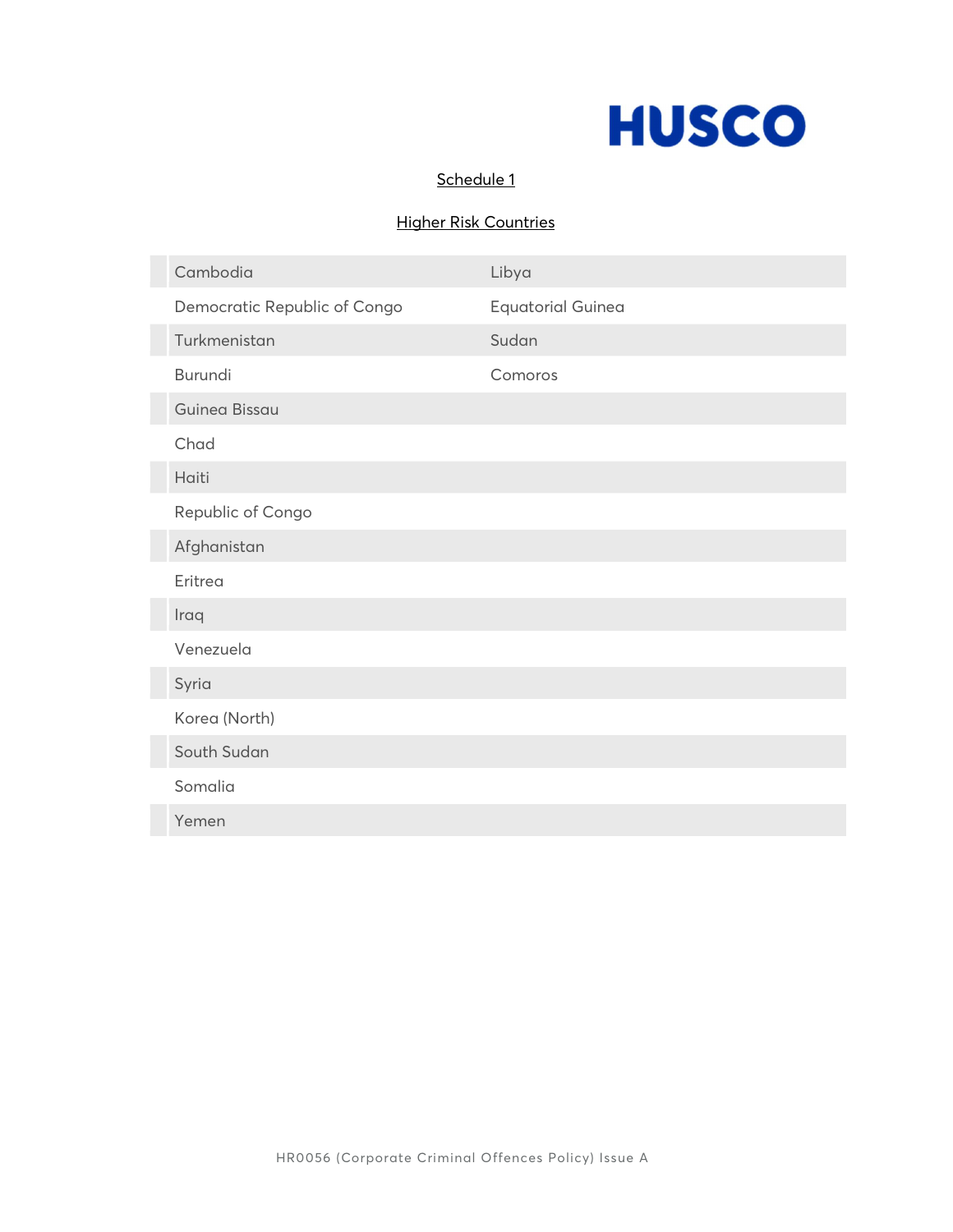Schedule 1

Higher Risk Countries

| | |
|---|---|
| Cambodia | Libya |
| Democratic Republic of Congo | Equatorial Guinea |
| Turkmenistan | Sudan |
| Burundi | Comoros |
| Guinea Bissau | |
| Chad | |
| Haiti | |
| Republic of Congo | |
| Afghanistan | |
| Eritrea | |
| Iraq | |
| Venezuela | |
| Syria | |
| Korea (North) | |
| South Sudan | |
| Somalia | |
| Yemen | |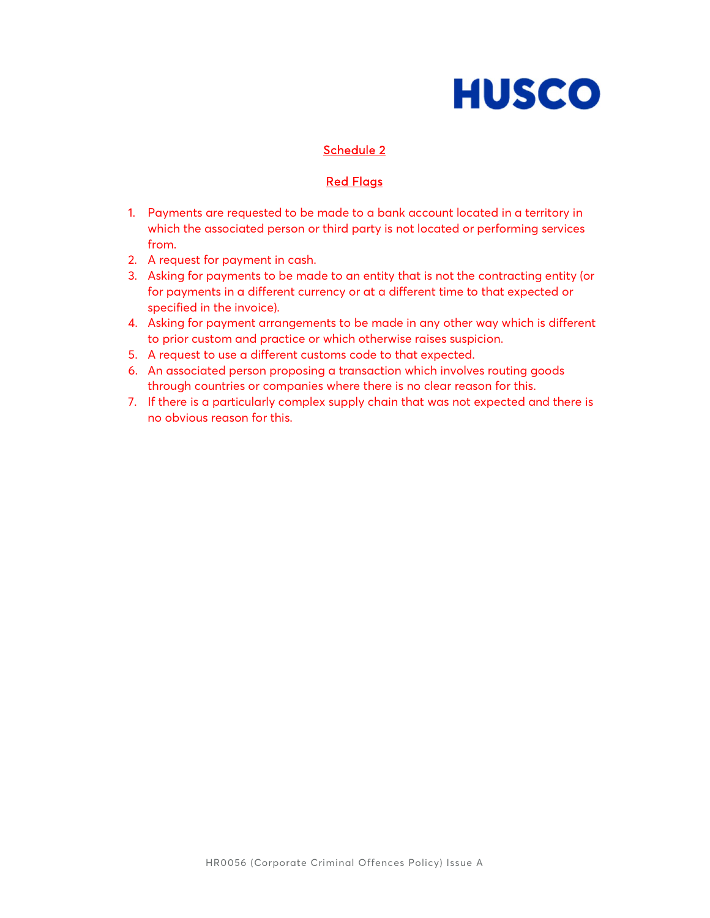## Schedule 2

## Red Flags

1. Payments are requested to be made to a bank account located in a territory in which the associated person or third party is not located or performing services from.
2. A request for payment in cash.
3. Asking for payments to be made to an entity that is not the contracting entity (or for payments in a different currency or at a different time to that expected or specified in the invoice).
4. Asking for payment arrangements to be made in any other way which is different to prior custom and practice or which otherwise raises suspicion.
5. A request to use a different customs code to that expected.
6. An associated person proposing a transaction which involves routing goods through countries or companies where there is no clear reason for this.
7. If there is a particularly complex supply chain that was not expected and there is no obvious reason for this.